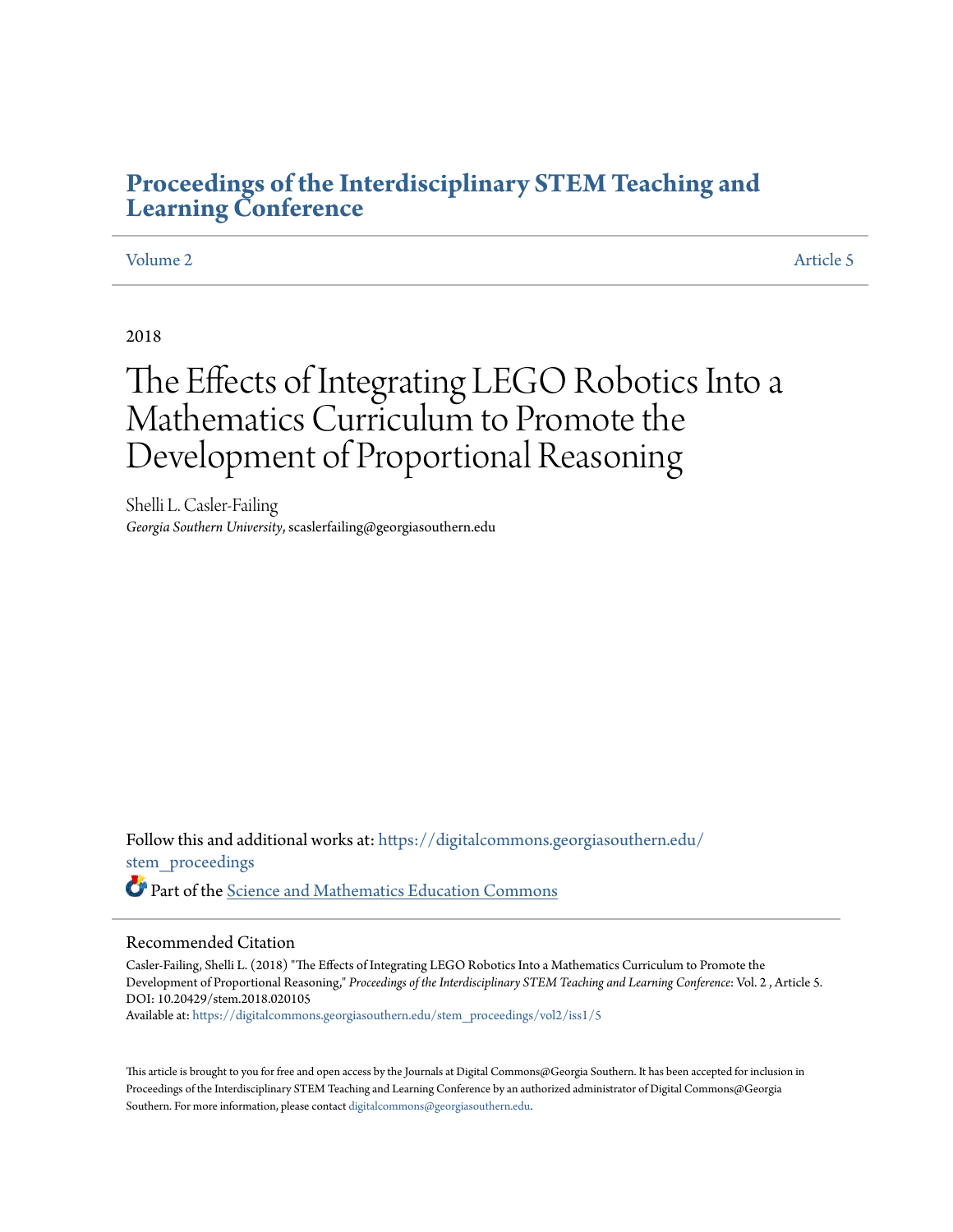# Proceedings of the Interdisciplinary STEM Teaching and Learning Conference

Volume 2 | Article 5

2018

# The Effects of Integrating LEGO Robotics Into a Mathematics Curriculum to Promote the Development of Proportional Reasoning

Shelli L. Casler-Failing
*Georgia Southern University*, scaslerfailing@georgiasouthern.edu

Follow this and additional works at: https://digitalcommons.georgiasouthern.edu/stem_proceedings

Part of the Science and Mathematics Education Commons

## Recommended Citation

Casler-Failing, Shelli L. (2018) "The Effects of Integrating LEGO Robotics Into a Mathematics Curriculum to Promote the Development of Proportional Reasoning," *Proceedings of the Interdisciplinary STEM Teaching and Learning Conference*: Vol. 2 , Article 5.
DOI: 10.20429/stem.2018.020105
Available at: https://digitalcommons.georgiasouthern.edu/stem_proceedings/vol2/iss1/5

This article is brought to you for free and open access by the Journals at Digital Commons@Georgia Southern. It has been accepted for inclusion in Proceedings of the Interdisciplinary STEM Teaching and Learning Conference by an authorized administrator of Digital Commons@Georgia Southern. For more information, please contact digitalcommons@georgiasouthern.edu.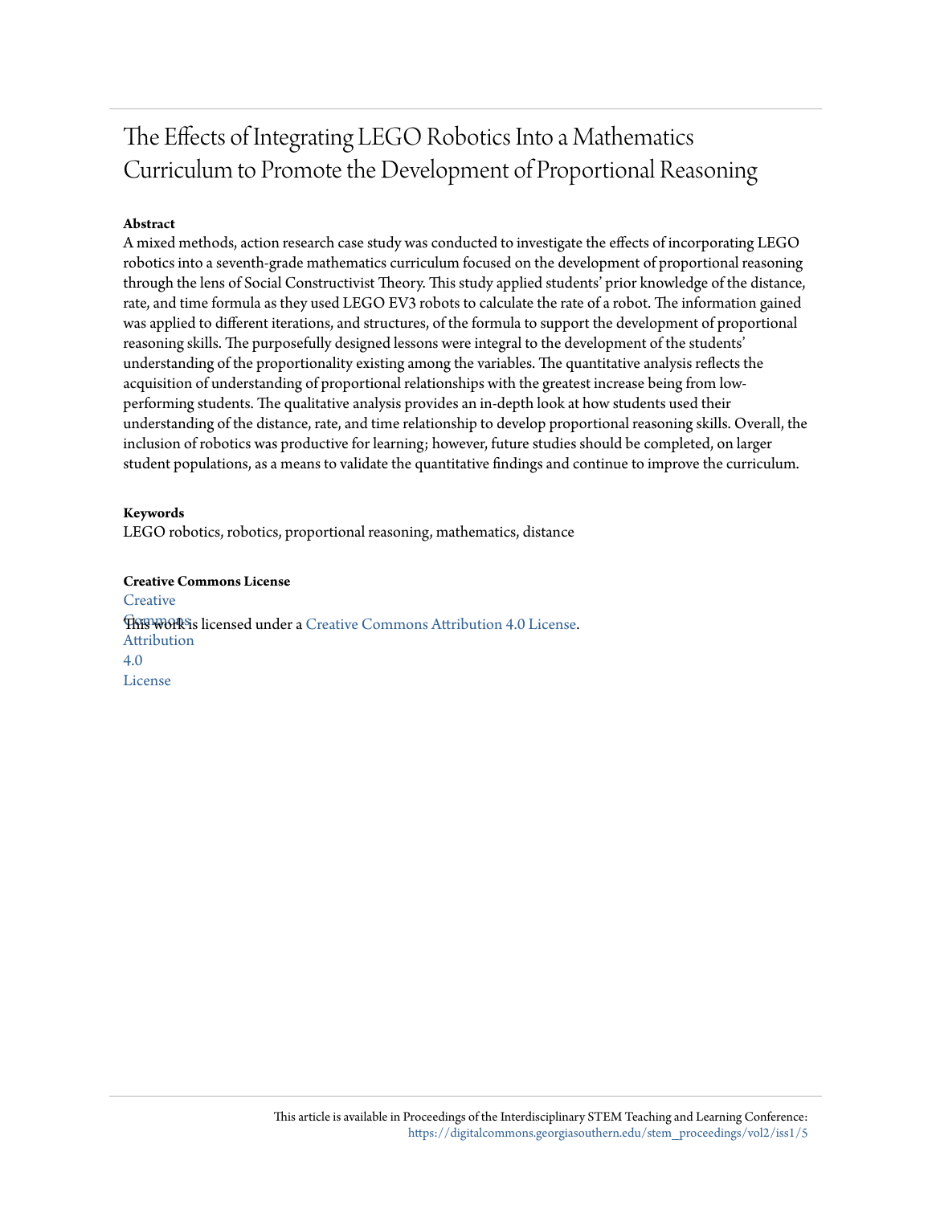# The Effects of Integrating LEGO Robotics Into a Mathematics Curriculum to Promote the Development of Proportional Reasoning

**Abstract**

A mixed methods, action research case study was conducted to investigate the effects of incorporating LEGO robotics into a seventh-grade mathematics curriculum focused on the development of proportional reasoning through the lens of Social Constructivist Theory. This study applied students' prior knowledge of the distance, rate, and time formula as they used LEGO EV3 robots to calculate the rate of a robot. The information gained was applied to different iterations, and structures, of the formula to support the development of proportional reasoning skills. The purposefully designed lessons were integral to the development of the students' understanding of the proportionality existing among the variables. The quantitative analysis reflects the acquisition of understanding of proportional relationships with the greatest increase being from low-performing students. The qualitative analysis provides an in-depth look at how students used their understanding of the distance, rate, and time relationship to develop proportional reasoning skills. Overall, the inclusion of robotics was productive for learning; however, future studies should be completed, on larger student populations, as a means to validate the quantitative findings and continue to improve the curriculum.

**Keywords**

LEGO robotics, robotics, proportional reasoning, mathematics, distance

**Creative Commons License**

This work is licensed under a Creative Commons Attribution 4.0 License.

This article is available in Proceedings of the Interdisciplinary STEM Teaching and Learning Conference: https://digitalcommons.georgiasouthern.edu/stem_proceedings/vol2/iss1/5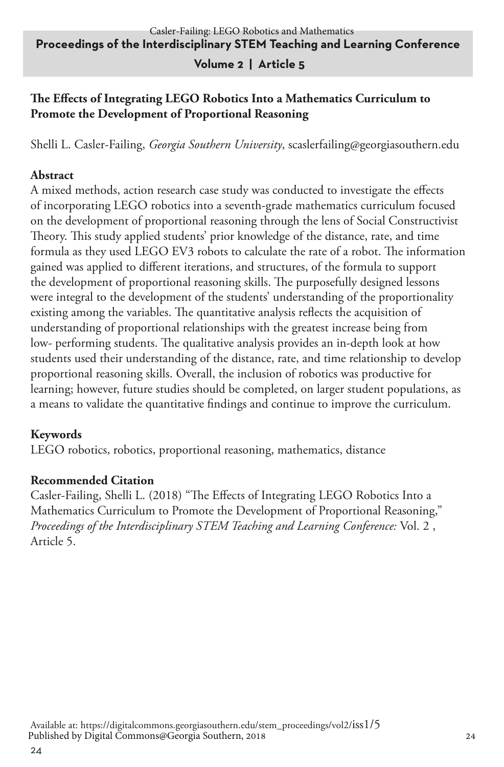## The Effects of Integrating LEGO Robotics Into a Mathematics Curriculum to Promote the Development of Proportional Reasoning

Shelli L. Casler-Failing, *Georgia Southern University*, scaslerfailing@georgiasouthern.edu

### Abstract

A mixed methods, action research case study was conducted to investigate the effects of incorporating LEGO robotics into a seventh-grade mathematics curriculum focused on the development of proportional reasoning through the lens of Social Constructivist Theory. This study applied students' prior knowledge of the distance, rate, and time formula as they used LEGO EV3 robots to calculate the rate of a robot. The information gained was applied to different iterations, and structures, of the formula to support the development of proportional reasoning skills. The purposefully designed lessons were integral to the development of the students' understanding of the proportionality existing among the variables. The quantitative analysis reflects the acquisition of understanding of proportional relationships with the greatest increase being from low- performing students. The qualitative analysis provides an in-depth look at how students used their understanding of the distance, rate, and time relationship to develop proportional reasoning skills. Overall, the inclusion of robotics was productive for learning; however, future studies should be completed, on larger student populations, as a means to validate the quantitative findings and continue to improve the curriculum.

### Keywords

LEGO robotics, robotics, proportional reasoning, mathematics, distance

### Recommended Citation

Casler-Failing, Shelli L. (2018) "The Effects of Integrating LEGO Robotics Into a Mathematics Curriculum to Promote the Development of Proportional Reasoning," *Proceedings of the Interdisciplinary STEM Teaching and Learning Conference:* Vol. 2 , Article 5.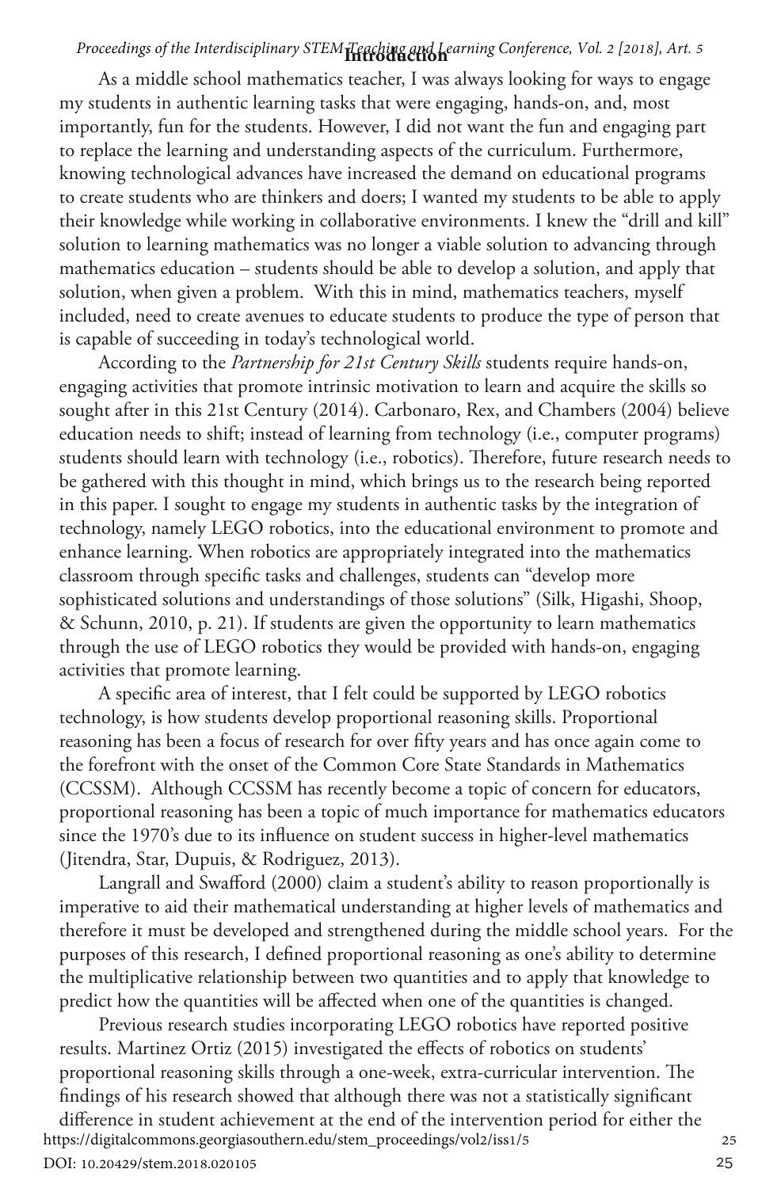## Introduction

As a middle school mathematics teacher, I was always looking for ways to engage my students in authentic learning tasks that were engaging, hands-on, and, most importantly, fun for the students. However, I did not want the fun and engaging part to replace the learning and understanding aspects of the curriculum. Furthermore, knowing technological advances have increased the demand on educational programs to create students who are thinkers and doers; I wanted my students to be able to apply their knowledge while working in collaborative environments. I knew the "drill and kill" solution to learning mathematics was no longer a viable solution to advancing through mathematics education – students should be able to develop a solution, and apply that solution, when given a problem. With this in mind, mathematics teachers, myself included, need to create avenues to educate students to produce the type of person that is capable of succeeding in today's technological world.

According to the *Partnership for 21st Century Skills* students require hands-on, engaging activities that promote intrinsic motivation to learn and acquire the skills so sought after in this 21st Century (2014). Carbonaro, Rex, and Chambers (2004) believe education needs to shift; instead of learning from technology (i.e., computer programs) students should learn with technology (i.e., robotics). Therefore, future research needs to be gathered with this thought in mind, which brings us to the research being reported in this paper. I sought to engage my students in authentic tasks by the integration of technology, namely LEGO robotics, into the educational environment to promote and enhance learning. When robotics are appropriately integrated into the mathematics classroom through specific tasks and challenges, students can "develop more sophisticated solutions and understandings of those solutions" (Silk, Higashi, Shoop, & Schunn, 2010, p. 21). If students are given the opportunity to learn mathematics through the use of LEGO robotics they would be provided with hands-on, engaging activities that promote learning.

A specific area of interest, that I felt could be supported by LEGO robotics technology, is how students develop proportional reasoning skills. Proportional reasoning has been a focus of research for over fifty years and has once again come to the forefront with the onset of the Common Core State Standards in Mathematics (CCSSM). Although CCSSM has recently become a topic of concern for educators, proportional reasoning has been a topic of much importance for mathematics educators since the 1970's due to its influence on student success in higher-level mathematics (Jitendra, Star, Dupuis, & Rodriguez, 2013).

Langrall and Swafford (2000) claim a student's ability to reason proportionally is imperative to aid their mathematical understanding at higher levels of mathematics and therefore it must be developed and strengthened during the middle school years. For the purposes of this research, I defined proportional reasoning as one's ability to determine the multiplicative relationship between two quantities and to apply that knowledge to predict how the quantities will be affected when one of the quantities is changed.

Previous research studies incorporating LEGO robotics have reported positive results. Martinez Ortiz (2015) investigated the effects of robotics on students' proportional reasoning skills through a one-week, extra-curricular intervention. The findings of his research showed that although there was not a statistically significant difference in student achievement at the end of the intervention period for either the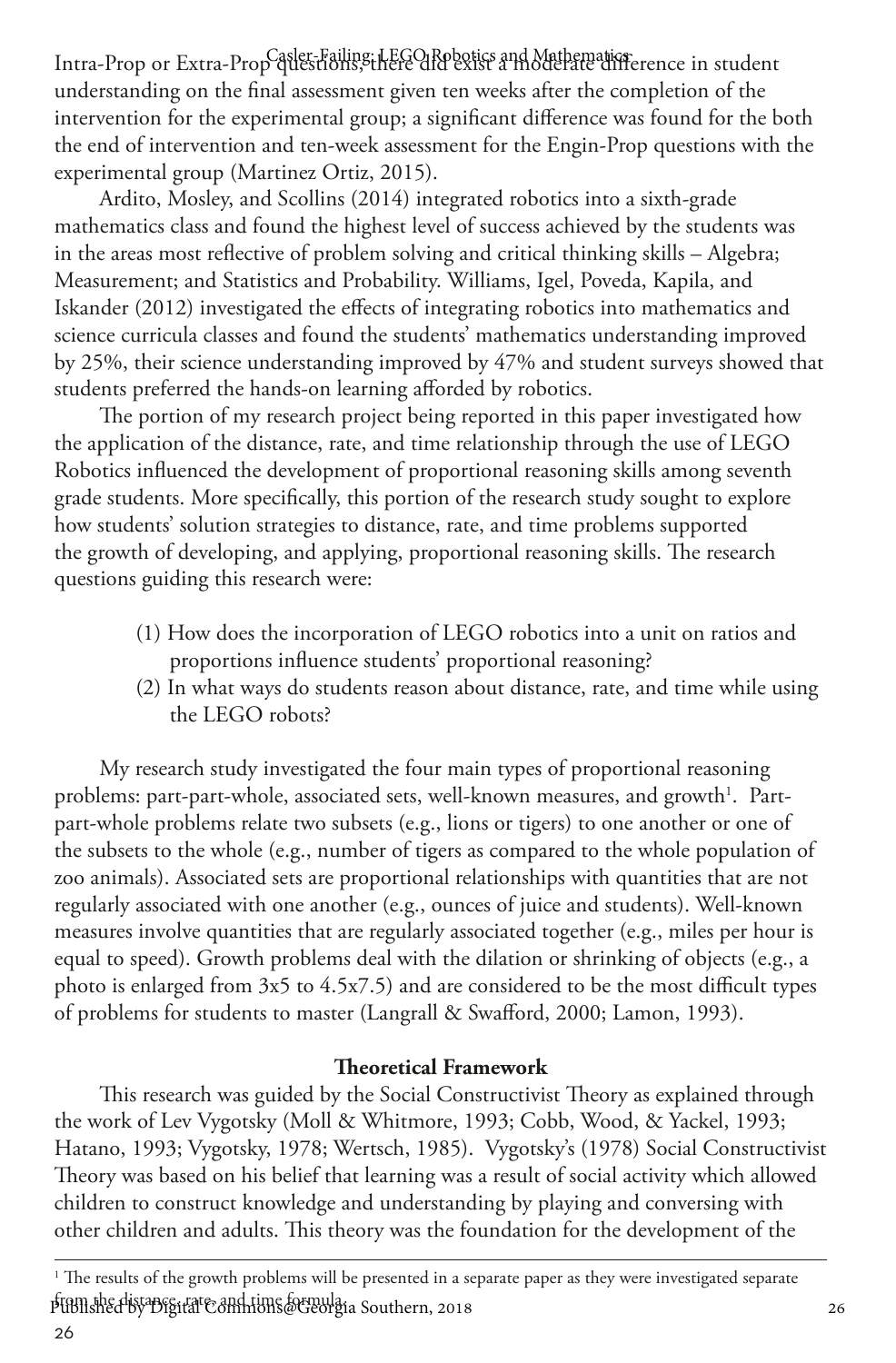Intra-Prop or Extra-Prop questions, there did exist a moderate difference in student understanding on the final assessment given ten weeks after the completion of the intervention for the experimental group; a significant difference was found for the both the end of intervention and ten-week assessment for the Engin-Prop questions with the experimental group (Martinez Ortiz, 2015).

Ardito, Mosley, and Scollins (2014) integrated robotics into a sixth-grade mathematics class and found the highest level of success achieved by the students was in the areas most reflective of problem solving and critical thinking skills – Algebra; Measurement; and Statistics and Probability. Williams, Igel, Poveda, Kapila, and Iskander (2012) investigated the effects of integrating robotics into mathematics and science curricula classes and found the students' mathematics understanding improved by 25%, their science understanding improved by 47% and student surveys showed that students preferred the hands-on learning afforded by robotics.

The portion of my research project being reported in this paper investigated how the application of the distance, rate, and time relationship through the use of LEGO Robotics influenced the development of proportional reasoning skills among seventh grade students. More specifically, this portion of the research study sought to explore how students' solution strategies to distance, rate, and time problems supported the growth of developing, and applying, proportional reasoning skills. The research questions guiding this research were:

(1) How does the incorporation of LEGO robotics into a unit on ratios and proportions influence students' proportional reasoning?
(2) In what ways do students reason about distance, rate, and time while using the LEGO robots?

My research study investigated the four main types of proportional reasoning problems: part-part-whole, associated sets, well-known measures, and growth[1]. Part-part-whole problems relate two subsets (e.g., lions or tigers) to one another or one of the subsets to the whole (e.g., number of tigers as compared to the whole population of zoo animals). Associated sets are proportional relationships with quantities that are not regularly associated with one another (e.g., ounces of juice and students). Well-known measures involve quantities that are regularly associated together (e.g., miles per hour is equal to speed). Growth problems deal with the dilation or shrinking of objects (e.g., a photo is enlarged from 3x5 to 4.5x7.5) and are considered to be the most difficult types of problems for students to master (Langrall & Swafford, 2000; Lamon, 1993).

## Theoretical Framework

This research was guided by the Social Constructivist Theory as explained through the work of Lev Vygotsky (Moll & Whitmore, 1993; Cobb, Wood, & Yackel, 1993; Hatano, 1993; Vygotsky, 1978; Wertsch, 1985). Vygotsky's (1978) Social Constructivist Theory was based on his belief that learning was a result of social activity which allowed children to construct knowledge and understanding by playing and conversing with other children and adults. This theory was the foundation for the development of the

[1] The results of the growth problems will be presented in a separate paper as they were investigated separate from the distance, rate, and time formula.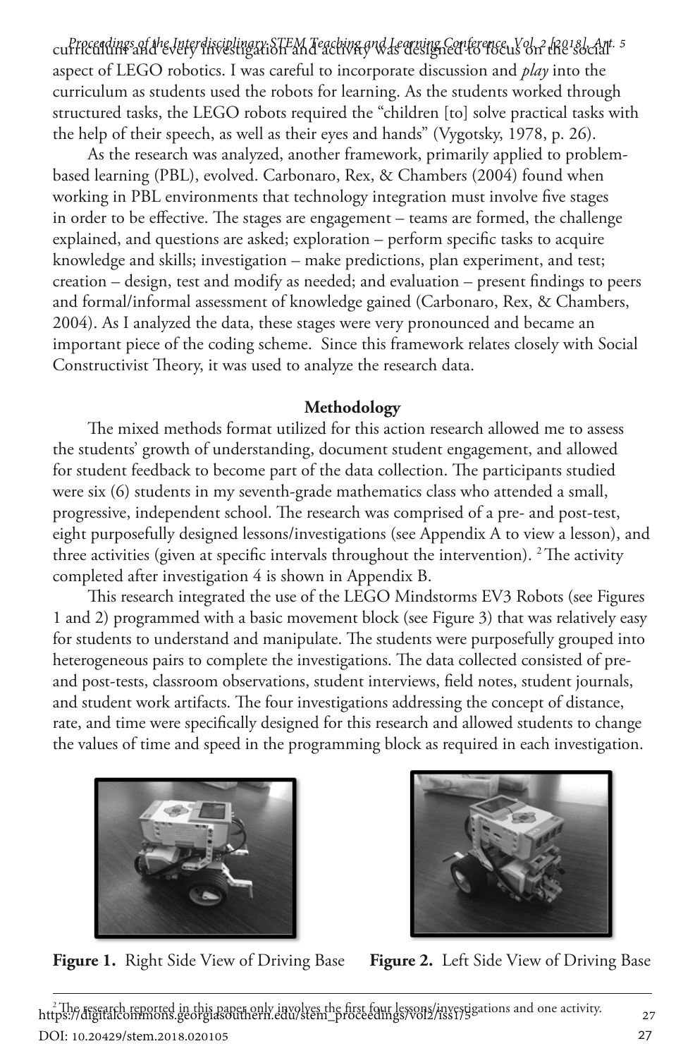curriculum and every investigation and activity was designed to focus on the social aspect of LEGO robotics. I was careful to incorporate discussion and *play* into the curriculum as students used the robots for learning. As the students worked through structured tasks, the LEGO robots required the "children [to] solve practical tasks with the help of their speech, as well as their eyes and hands" (Vygotsky, 1978, p. 26).

As the research was analyzed, another framework, primarily applied to problem-based learning (PBL), evolved. Carbonaro, Rex, & Chambers (2004) found when working in PBL environments that technology integration must involve five stages in order to be effective. The stages are engagement – teams are formed, the challenge explained, and questions are asked; exploration – perform specific tasks to acquire knowledge and skills; investigation – make predictions, plan experiment, and test; creation – design, test and modify as needed; and evaluation – present findings to peers and formal/informal assessment of knowledge gained (Carbonaro, Rex, & Chambers, 2004). As I analyzed the data, these stages were very pronounced and became an important piece of the coding scheme. Since this framework relates closely with Social Constructivist Theory, it was used to analyze the research data.

## Methodology

The mixed methods format utilized for this action research allowed me to assess the students' growth of understanding, document student engagement, and allowed for student feedback to become part of the data collection. The participants studied were six (6) students in my seventh-grade mathematics class who attended a small, progressive, independent school. The research was comprised of a pre- and post-test, eight purposefully designed lessons/investigations (see Appendix A to view a lesson), and three activities (given at specific intervals throughout the intervention). [2] The activity completed after investigation 4 is shown in Appendix B.

This research integrated the use of the LEGO Mindstorms EV3 Robots (see Figures 1 and 2) programmed with a basic movement block (see Figure 3) that was relatively easy for students to understand and manipulate. The students were purposefully grouped into heterogeneous pairs to complete the investigations. The data collected consisted of pre- and post-tests, classroom observations, student interviews, field notes, student journals, and student work artifacts. The four investigations addressing the concept of distance, rate, and time were specifically designed for this research and allowed students to change the values of time and speed in the programming block as required in each investigation.

**Figure 1.** Right Side View of Driving Base

**Figure 2.** Left Side View of Driving Base

[2] The research reported in this paper only involves the first four lessons/investigations and one activity.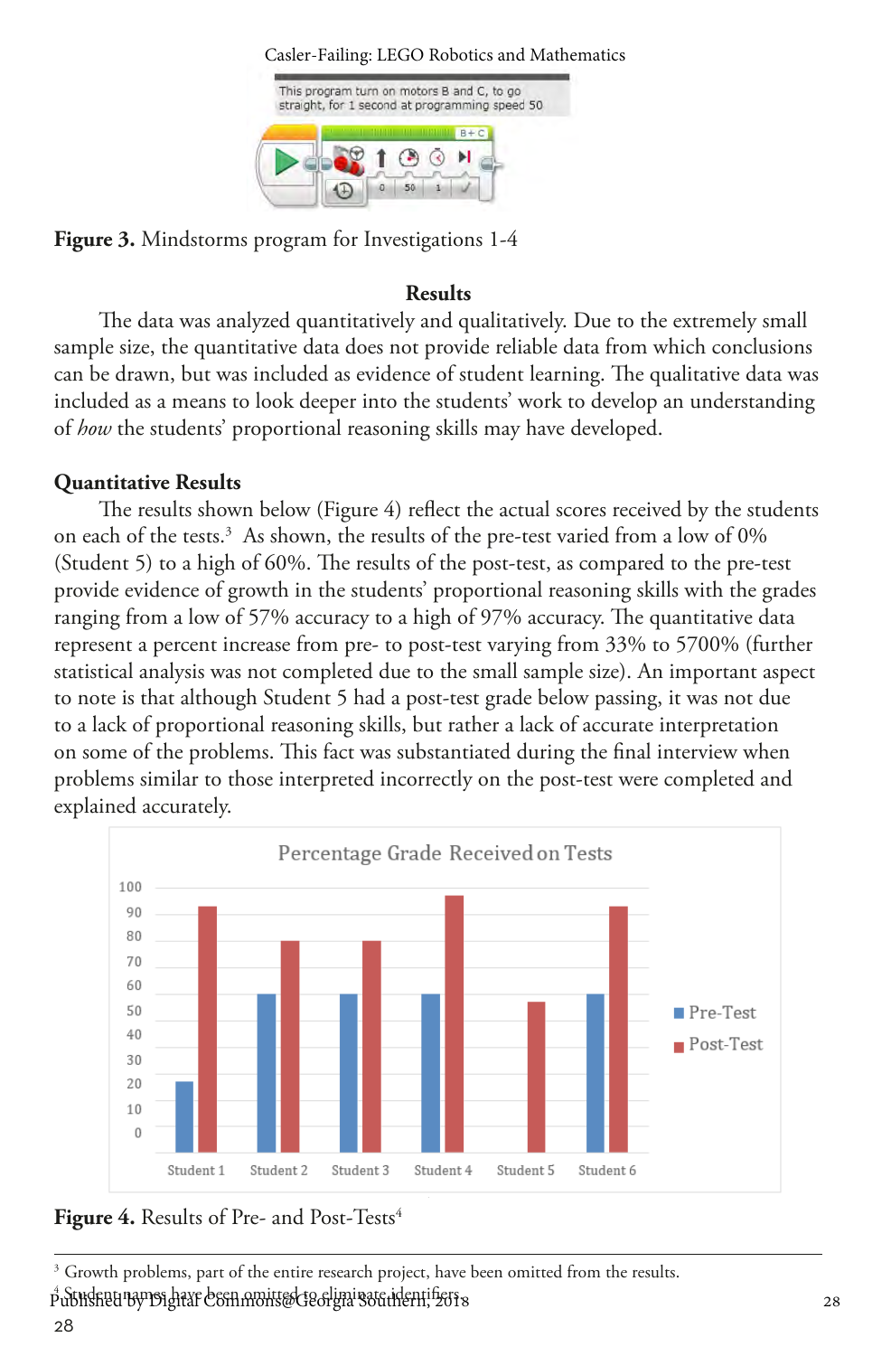This program turn on motors B and C, to go straight, for 1 second at programming speed 50

**Figure 3.** Mindstorms program for Investigations 1-4

## Results

The data was analyzed quantitatively and qualitatively. Due to the extremely small sample size, the quantitative data does not provide reliable data from which conclusions can be drawn, but was included as evidence of student learning. The qualitative data was included as a means to look deeper into the students' work to develop an understanding of *how* the students' proportional reasoning skills may have developed.

### Quantitative Results

The results shown below (Figure 4) reflect the actual scores received by the students on each of the tests.[3] As shown, the results of the pre-test varied from a low of 0% (Student 5) to a high of 60%. The results of the post-test, as compared to the pre-test provide evidence of growth in the students' proportional reasoning skills with the grades ranging from a low of 57% accuracy to a high of 97% accuracy. The quantitative data represent a percent increase from pre- to post-test varying from 33% to 5700% (further statistical analysis was not completed due to the small sample size). An important aspect to note is that although Student 5 had a post-test grade below passing, it was not due to a lack of proportional reasoning skills, but rather a lack of accurate interpretation on some of the problems. This fact was substantiated during the final interview when problems similar to those interpreted incorrectly on the post-test were completed and explained accurately.

Percentage Grade Received on Tests

**Figure 4.** Results of Pre- and Post-Tests[4]

[3] Growth problems, part of the entire research project, have been omitted from the results.

[4] Student names have been omitted to eliminate identifiers.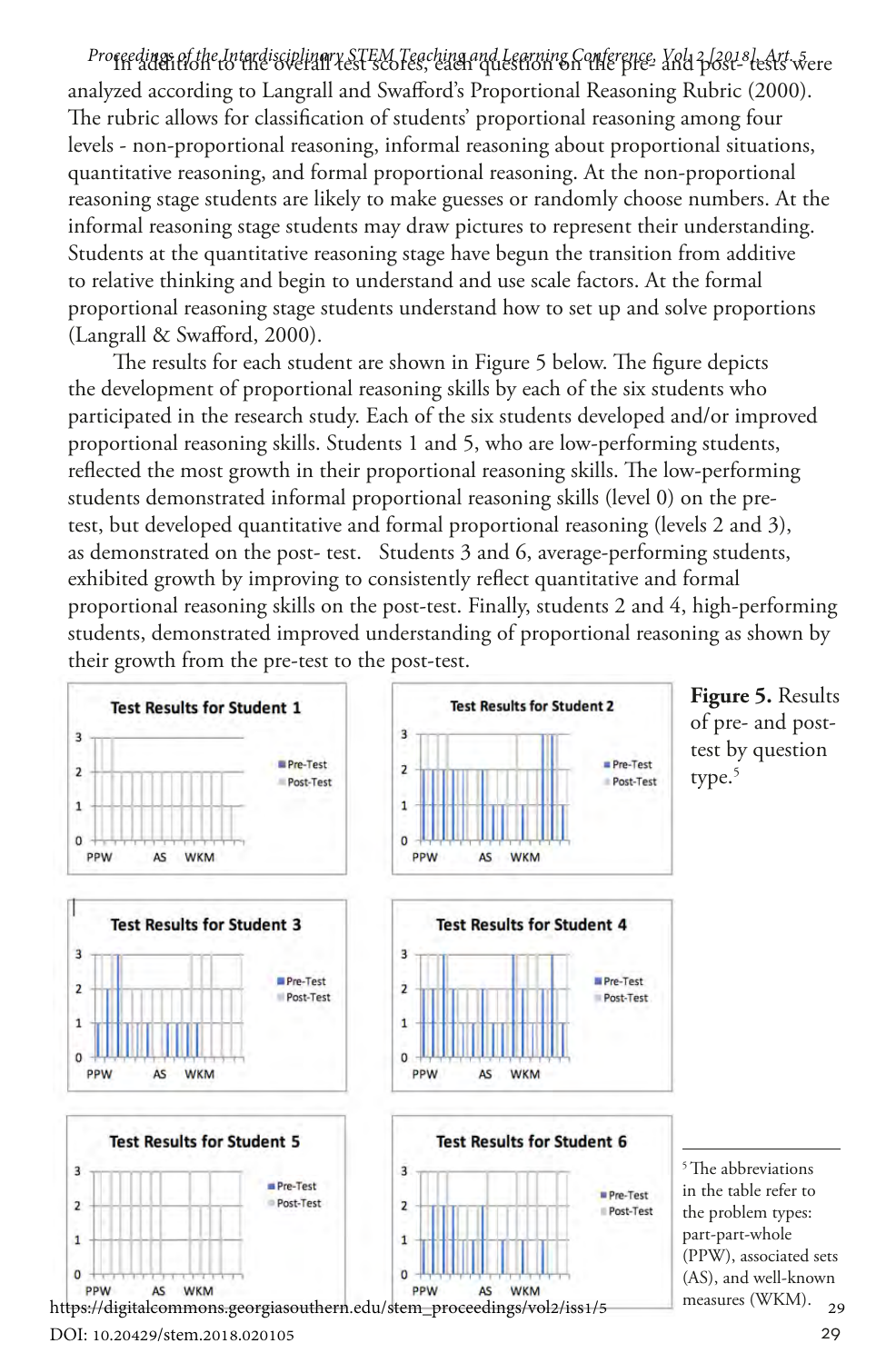In addition to the overall test scores, each question on the pre- and post- tests were analyzed according to Langrall and Swafford's Proportional Reasoning Rubric (2000). The rubric allows for classification of students' proportional reasoning among four levels - non-proportional reasoning, informal reasoning about proportional situations, quantitative reasoning, and formal proportional reasoning. At the non-proportional reasoning stage students are likely to make guesses or randomly choose numbers. At the informal reasoning stage students may draw pictures to represent their understanding. Students at the quantitative reasoning stage have begun the transition from additive to relative thinking and begin to understand and use scale factors. At the formal proportional reasoning stage students understand how to set up and solve proportions (Langrall & Swafford, 2000).

The results for each student are shown in Figure 5 below. The figure depicts the development of proportional reasoning skills by each of the six students who participated in the research study. Each of the six students developed and/or improved proportional reasoning skills. Students 1 and 5, who are low-performing students, reflected the most growth in their proportional reasoning skills. The low-performing students demonstrated informal proportional reasoning skills (level 0) on the pre-test, but developed quantitative and formal proportional reasoning (levels 2 and 3), as demonstrated on the post- test. Students 3 and 6, average-performing students, exhibited growth by improving to consistently reflect quantitative and formal proportional reasoning skills on the post-test. Finally, students 2 and 4, high-performing students, demonstrated improved understanding of proportional reasoning as shown by their growth from the pre-test to the post-test.

**Figure 5.** Results of pre- and post-test by question type.[5]

[5] The abbreviations in the table refer to the problem types: part-part-whole (PPW), associated sets (AS), and well-known measures (WKM).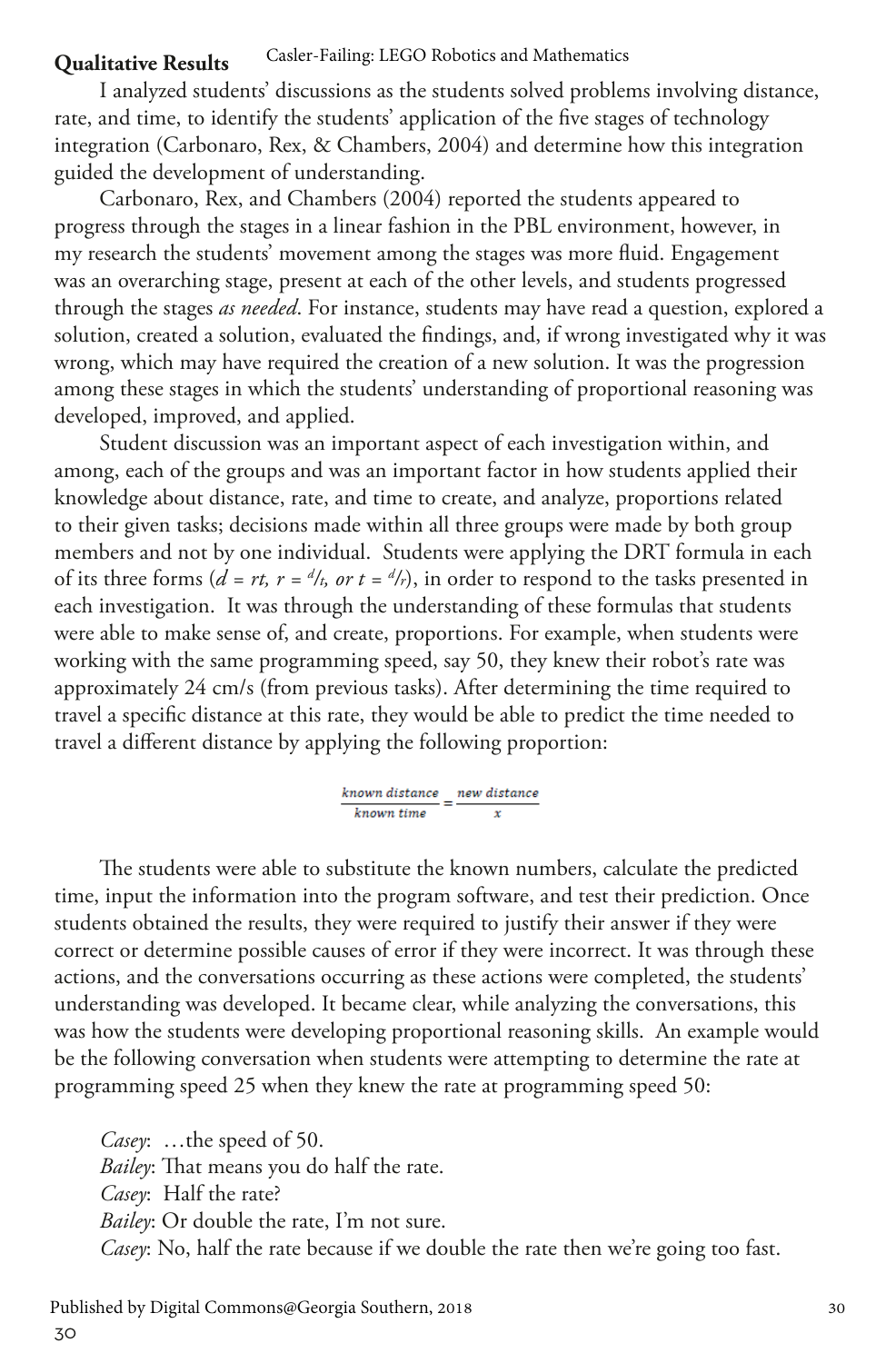## Qualitative Results

I analyzed students' discussions as the students solved problems involving distance, rate, and time, to identify the students' application of the five stages of technology integration (Carbonaro, Rex, & Chambers, 2004) and determine how this integration guided the development of understanding.

Carbonaro, Rex, and Chambers (2004) reported the students appeared to progress through the stages in a linear fashion in the PBL environment, however, in my research the students' movement among the stages was more fluid. Engagement was an overarching stage, present at each of the other levels, and students progressed through the stages *as needed*. For instance, students may have read a question, explored a solution, created a solution, evaluated the findings, and, if wrong investigated why it was wrong, which may have required the creation of a new solution. It was the progression among these stages in which the students' understanding of proportional reasoning was developed, improved, and applied.

Student discussion was an important aspect of each investigation within, and among, each of the groups and was an important factor in how students applied their knowledge about distance, rate, and time to create, and analyze, proportions related to their given tasks; decisions made within all three groups were made by both group members and not by one individual. Students were applying the DRT formula in each of its three forms ($d = rt$, $r = d/t$, or $t = d/r$), in order to respond to the tasks presented in each investigation. It was through the understanding of these formulas that students were able to make sense of, and create, proportions. For example, when students were working with the same programming speed, say 50, they knew their robot's rate was approximately 24 cm/s (from previous tasks). After determining the time required to travel a specific distance at this rate, they would be able to predict the time needed to travel a different distance by applying the following proportion:

$$\frac{\text{known distance}}{\text{known time}} = \frac{\text{new distance}}{x}$$

The students were able to substitute the known numbers, calculate the predicted time, input the information into the program software, and test their prediction. Once students obtained the results, they were required to justify their answer if they were correct or determine possible causes of error if they were incorrect. It was through these actions, and the conversations occurring as these actions were completed, the students' understanding was developed. It became clear, while analyzing the conversations, this was how the students were developing proportional reasoning skills. An example would be the following conversation when students were attempting to determine the rate at programming speed 25 when they knew the rate at programming speed 50:

*Casey*: …the speed of 50.
*Bailey*: That means you do half the rate.
*Casey*: Half the rate?
*Bailey*: Or double the rate, I'm not sure.
*Casey*: No, half the rate because if we double the rate then we're going too fast.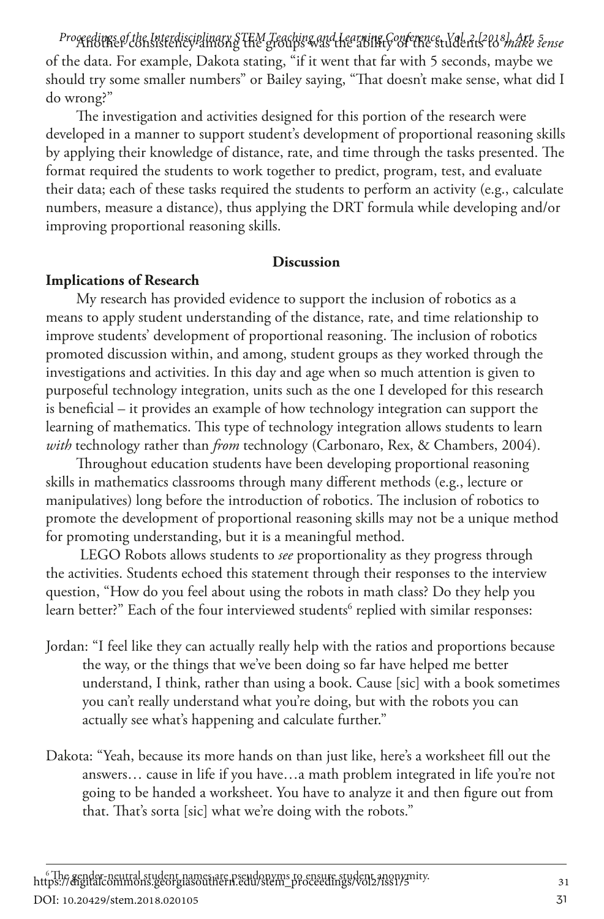Another consistency among the groups was the ability of the students to *make sense* of the data. For example, Dakota stating, "if it went that far with 5 seconds, maybe we should try some smaller numbers" or Bailey saying, "That doesn't make sense, what did I do wrong?"

The investigation and activities designed for this portion of the research were developed in a manner to support student's development of proportional reasoning skills by applying their knowledge of distance, rate, and time through the tasks presented. The format required the students to work together to predict, program, test, and evaluate their data; each of these tasks required the students to perform an activity (e.g., calculate numbers, measure a distance), thus applying the DRT formula while developing and/or improving proportional reasoning skills.

## Discussion

### Implications of Research

My research has provided evidence to support the inclusion of robotics as a means to apply student understanding of the distance, rate, and time relationship to improve students' development of proportional reasoning. The inclusion of robotics promoted discussion within, and among, student groups as they worked through the investigations and activities. In this day and age when so much attention is given to purposeful technology integration, units such as the one I developed for this research is beneficial – it provides an example of how technology integration can support the learning of mathematics. This type of technology integration allows students to learn *with* technology rather than *from* technology (Carbonaro, Rex, & Chambers, 2004).

Throughout education students have been developing proportional reasoning skills in mathematics classrooms through many different methods (e.g., lecture or manipulatives) long before the introduction of robotics. The inclusion of robotics to promote the development of proportional reasoning skills may not be a unique method for promoting understanding, but it is a meaningful method.

LEGO Robots allows students to *see* proportionality as they progress through the activities. Students echoed this statement through their responses to the interview question, "How do you feel about using the robots in math class? Do they help you learn better?" Each of the four interviewed students[6] replied with similar responses:

Jordan: "I feel like they can actually really help with the ratios and proportions because the way, or the things that we've been doing so far have helped me better understand, I think, rather than using a book. Cause [sic] with a book sometimes you can't really understand what you're doing, but with the robots you can actually see what's happening and calculate further."

Dakota: "Yeah, because its more hands on than just like, here's a worksheet fill out the answers… cause in life if you have…a math problem integrated in life you're not going to be handed a worksheet. You have to analyze it and then figure out from that. That's sorta [sic] what we're doing with the robots."

[6] The gender-neutral student names are pseudonyms to ensure student anonymity.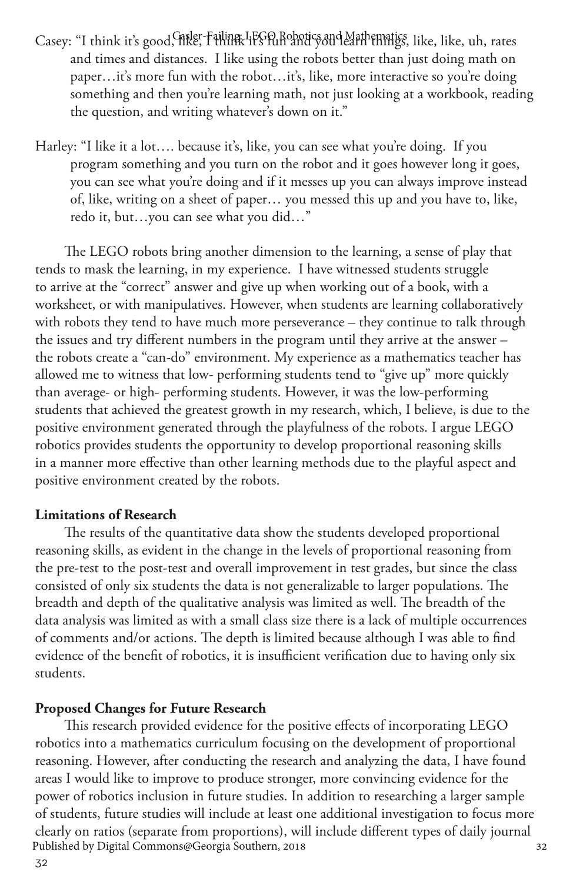Casey: "I think it's good, like, I think it's fun and you learn things, like, like, uh, rates and times and distances. I like using the robots better than just doing math on paper…it's more fun with the robot…it's, like, more interactive so you're doing something and then you're learning math, not just looking at a workbook, reading the question, and writing whatever's down on it."

Harley: "I like it a lot…. because it's, like, you can see what you're doing. If you program something and you turn on the robot and it goes however long it goes, you can see what you're doing and if it messes up you can always improve instead of, like, writing on a sheet of paper… you messed this up and you have to, like, redo it, but…you can see what you did…"

The LEGO robots bring another dimension to the learning, a sense of play that tends to mask the learning, in my experience. I have witnessed students struggle to arrive at the "correct" answer and give up when working out of a book, with a worksheet, or with manipulatives. However, when students are learning collaboratively with robots they tend to have much more perseverance – they continue to talk through the issues and try different numbers in the program until they arrive at the answer – the robots create a "can-do" environment. My experience as a mathematics teacher has allowed me to witness that low- performing students tend to "give up" more quickly than average- or high- performing students. However, it was the low-performing students that achieved the greatest growth in my research, which, I believe, is due to the positive environment generated through the playfulness of the robots. I argue LEGO robotics provides students the opportunity to develop proportional reasoning skills in a manner more effective than other learning methods due to the playful aspect and positive environment created by the robots.

**Limitations of Research**

The results of the quantitative data show the students developed proportional reasoning skills, as evident in the change in the levels of proportional reasoning from the pre-test to the post-test and overall improvement in test grades, but since the class consisted of only six students the data is not generalizable to larger populations. The breadth and depth of the qualitative analysis was limited as well. The breadth of the data analysis was limited as with a small class size there is a lack of multiple occurrences of comments and/or actions. The depth is limited because although I was able to find evidence of the benefit of robotics, it is insufficient verification due to having only six students.

**Proposed Changes for Future Research**

This research provided evidence for the positive effects of incorporating LEGO robotics into a mathematics curriculum focusing on the development of proportional reasoning. However, after conducting the research and analyzing the data, I have found areas I would like to improve to produce stronger, more convincing evidence for the power of robotics inclusion in future studies. In addition to researching a larger sample of students, future studies will include at least one additional investigation to focus more clearly on ratios (separate from proportions), will include different types of daily journal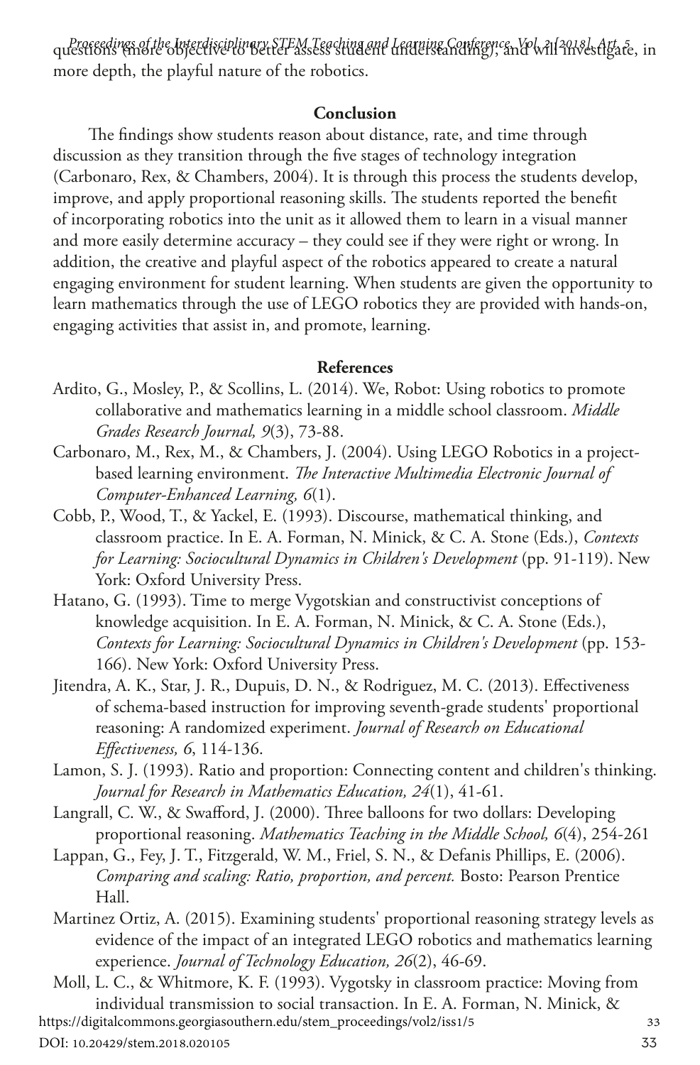questions (more objective to better assess student understanding), and will investigate, in more depth, the playful nature of the robotics.

## Conclusion

The findings show students reason about distance, rate, and time through discussion as they transition through the five stages of technology integration (Carbonaro, Rex, & Chambers, 2004). It is through this process the students develop, improve, and apply proportional reasoning skills. The students reported the benefit of incorporating robotics into the unit as it allowed them to learn in a visual manner and more easily determine accuracy – they could see if they were right or wrong. In addition, the creative and playful aspect of the robotics appeared to create a natural engaging environment for student learning. When students are given the opportunity to learn mathematics through the use of LEGO robotics they are provided with hands-on, engaging activities that assist in, and promote, learning.

## References

Ardito, G., Mosley, P., & Scollins, L. (2014). We, Robot: Using robotics to promote collaborative and mathematics learning in a middle school classroom. *Middle Grades Research Journal, 9*(3), 73-88.

Carbonaro, M., Rex, M., & Chambers, J. (2004). Using LEGO Robotics in a project-based learning environment. *The Interactive Multimedia Electronic Journal of Computer-Enhanced Learning, 6*(1).

Cobb, P., Wood, T., & Yackel, E. (1993). Discourse, mathematical thinking, and classroom practice. In E. A. Forman, N. Minick, & C. A. Stone (Eds.), *Contexts for Learning: Sociocultural Dynamics in Children's Development* (pp. 91-119). New York: Oxford University Press.

Hatano, G. (1993). Time to merge Vygotskian and constructivist conceptions of knowledge acquisition. In E. A. Forman, N. Minick, & C. A. Stone (Eds.), *Contexts for Learning: Sociocultural Dynamics in Children's Development* (pp. 153-166). New York: Oxford University Press.

Jitendra, A. K., Star, J. R., Dupuis, D. N., & Rodriguez, M. C. (2013). Effectiveness of schema-based instruction for improving seventh-grade students' proportional reasoning: A randomized experiment. *Journal of Research on Educational Effectiveness, 6*, 114-136.

Lamon, S. J. (1993). Ratio and proportion: Connecting content and children's thinking. *Journal for Research in Mathematics Education, 24*(1), 41-61.

Langrall, C. W., & Swafford, J. (2000). Three balloons for two dollars: Developing proportional reasoning. *Mathematics Teaching in the Middle School, 6*(4), 254-261

Lappan, G., Fey, J. T., Fitzgerald, W. M., Friel, S. N., & Defanis Phillips, E. (2006). *Comparing and scaling: Ratio, proportion, and percent.* Bosto: Pearson Prentice Hall.

Martinez Ortiz, A. (2015). Examining students' proportional reasoning strategy levels as evidence of the impact of an integrated LEGO robotics and mathematics learning experience. *Journal of Technology Education, 26*(2), 46-69.

Moll, L. C., & Whitmore, K. F. (1993). Vygotsky in classroom practice: Moving from individual transmission to social transaction. In E. A. Forman, N. Minick, &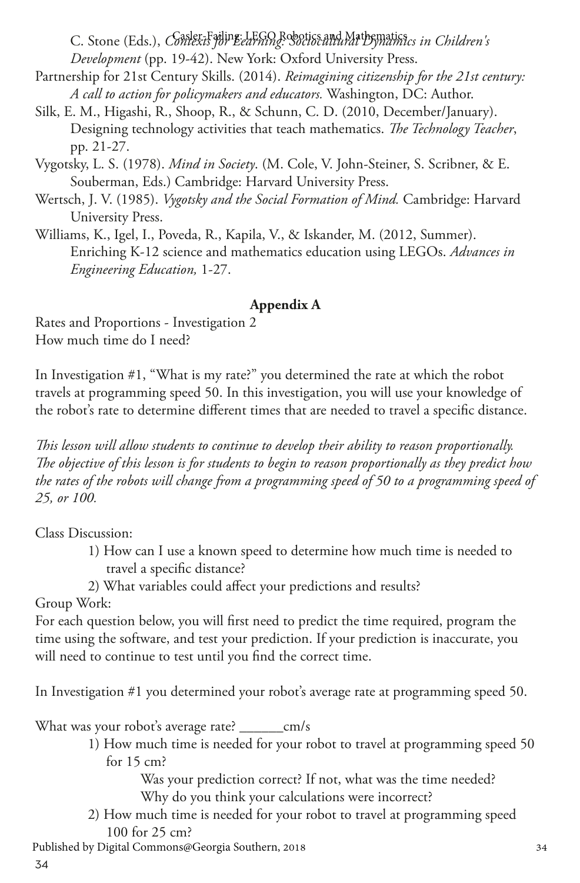C. Stone (Eds.), *Contexts for Learning: Sociocultural Dynamics in Children's Development* (pp. 19-42). New York: Oxford University Press.

Partnership for 21st Century Skills. (2014). *Reimagining citizenship for the 21st century: A call to action for policymakers and educators.* Washington, DC: Author.

Silk, E. M., Higashi, R., Shoop, R., & Schunn, C. D. (2010, December/January). Designing technology activities that teach mathematics. *The Technology Teacher*, pp. 21-27.

Vygotsky, L. S. (1978). *Mind in Society*. (M. Cole, V. John-Steiner, S. Scribner, & E. Souberman, Eds.) Cambridge: Harvard University Press.

Wertsch, J. V. (1985). *Vygotsky and the Social Formation of Mind.* Cambridge: Harvard University Press.

Williams, K., Igel, I., Poveda, R., Kapila, V., & Iskander, M. (2012, Summer). Enriching K-12 science and mathematics education using LEGOs. *Advances in Engineering Education,* 1-27.

## Appendix A

Rates and Proportions - Investigation 2
How much time do I need?

In Investigation #1, "What is my rate?" you determined the rate at which the robot travels at programming speed 50. In this investigation, you will use your knowledge of the robot's rate to determine different times that are needed to travel a specific distance.

*This lesson will allow students to continue to develop their ability to reason proportionally. The objective of this lesson is for students to begin to reason proportionally as they predict how the rates of the robots will change from a programming speed of 50 to a programming speed of 25, or 100.*

Class Discussion:

1) How can I use a known speed to determine how much time is needed to travel a specific distance?
2) What variables could affect your predictions and results?

Group Work:
For each question below, you will first need to predict the time required, program the time using the software, and test your prediction. If your prediction is inaccurate, you will need to continue to test until you find the correct time.

In Investigation #1 you determined your robot's average rate at programming speed 50.

What was your robot's average rate? ______cm/s

1) How much time is needed for your robot to travel at programming speed 50 for 15 cm?
   
   Was your prediction correct? If not, what was the time needed?
   Why do you think your calculations were incorrect?
2) How much time is needed for your robot to travel at programming speed 100 for 25 cm?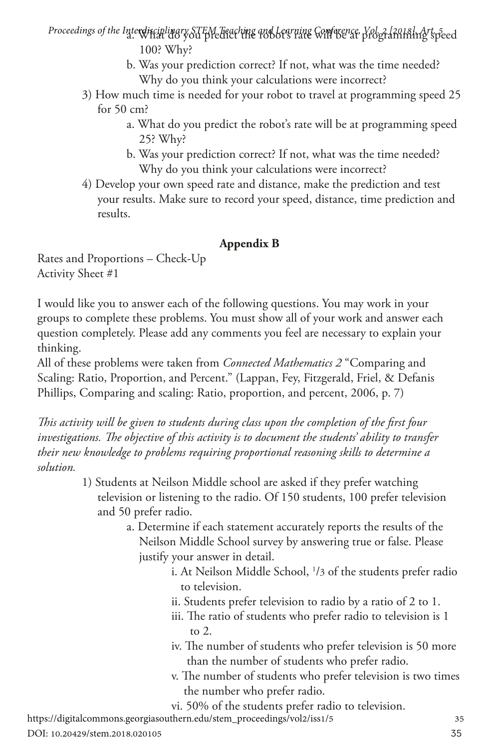a. What do you predict the robot's rate will be at programming speed 100? Why?

b. Was your prediction correct? If not, what was the time needed? Why do you think your calculations were incorrect?

3) How much time is needed for your robot to travel at programming speed 25 for 50 cm?

   a. What do you predict the robot's rate will be at programming speed 25? Why?

   b. Was your prediction correct? If not, what was the time needed? Why do you think your calculations were incorrect?

4) Develop your own speed rate and distance, make the prediction and test your results. Make sure to record your speed, distance, time prediction and results.

**Appendix B**

Rates and Proportions – Check-Up
Activity Sheet #1

I would like you to answer each of the following questions. You may work in your groups to complete these problems. You must show all of your work and answer each question completely. Please add any comments you feel are necessary to explain your thinking.
All of these problems were taken from *Connected Mathematics 2* "Comparing and Scaling: Ratio, Proportion, and Percent." (Lappan, Fey, Fitzgerald, Friel, & Defanis Phillips, Comparing and scaling: Ratio, proportion, and percent, 2006, p. 7)

*This activity will be given to students during class upon the completion of the first four investigations. The objective of this activity is to document the students' ability to transfer their new knowledge to problems requiring proportional reasoning skills to determine a solution.*

1) Students at Neilson Middle school are asked if they prefer watching television or listening to the radio. Of 150 students, 100 prefer television and 50 prefer radio.

   a. Determine if each statement accurately reports the results of the Neilson Middle School survey by answering true or false. Please justify your answer in detail.

      i. At Neilson Middle School, 1/3 of the students prefer radio to television.

      ii. Students prefer television to radio by a ratio of 2 to 1.

      iii. The ratio of students who prefer radio to television is 1 to 2.

      iv. The number of students who prefer television is 50 more than the number of students who prefer radio.

      v. The number of students who prefer television is two times the number who prefer radio.

      vi. 50% of the students prefer radio to television.